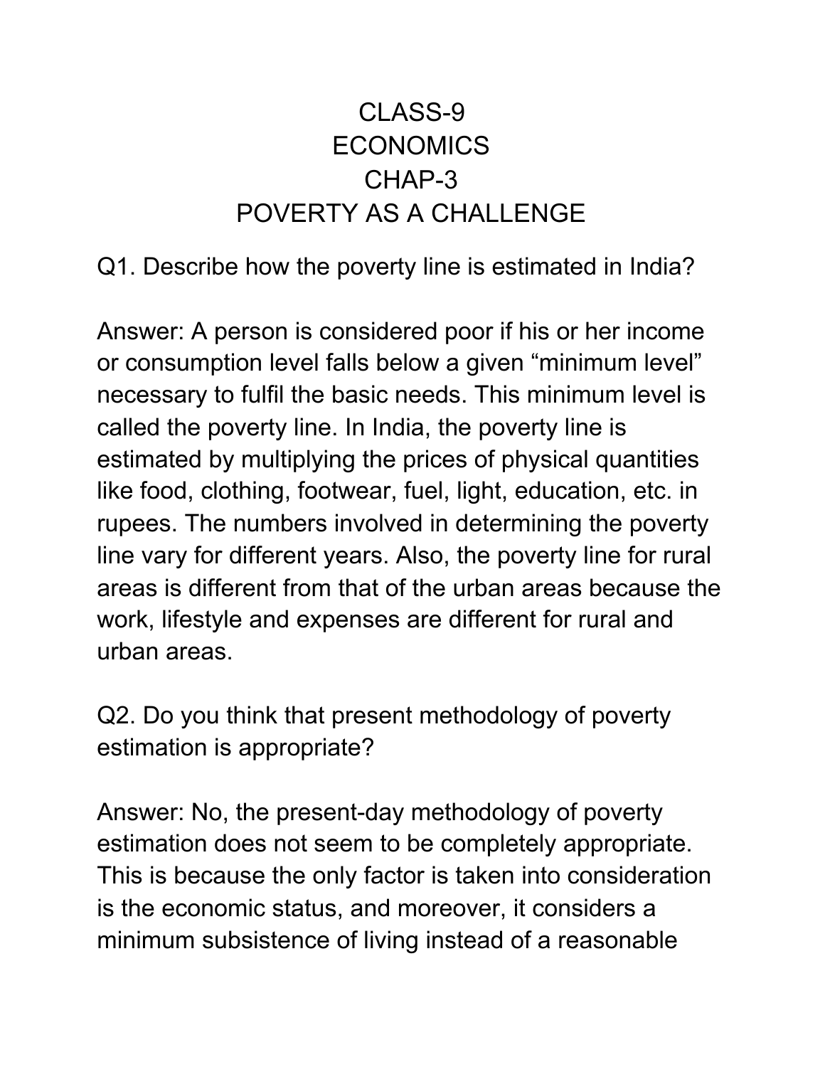# CLASS-9
# ECONOMICS
# CHAP-3
# POVERTY AS A CHALLENGE

Q1. Describe how the poverty line is estimated in India?

Answer: A person is considered poor if his or her income or consumption level falls below a given "minimum level" necessary to fulfil the basic needs. This minimum level is called the poverty line. In India, the poverty line is estimated by multiplying the prices of physical quantities like food, clothing, footwear, fuel, light, education, etc. in rupees. The numbers involved in determining the poverty line vary for different years. Also, the poverty line for rural areas is different from that of the urban areas because the work, lifestyle and expenses are different for rural and urban areas.

Q2. Do you think that present methodology of poverty estimation is appropriate?

Answer: No, the present-day methodology of poverty estimation does not seem to be completely appropriate. This is because the only factor is taken into consideration is the economic status, and moreover, it considers a minimum subsistence of living instead of a reasonable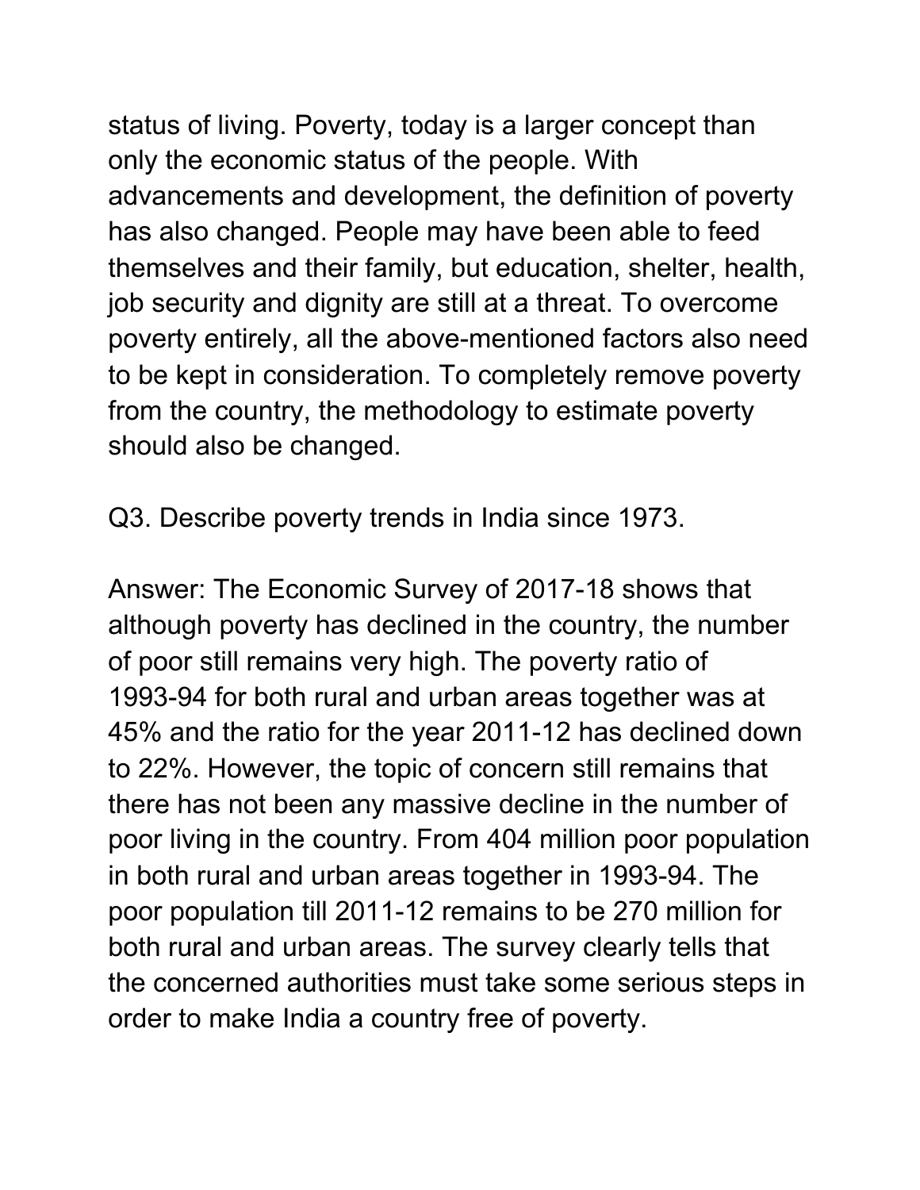status of living. Poverty, today is a larger concept than only the economic status of the people. With advancements and development, the definition of poverty has also changed. People may have been able to feed themselves and their family, but education, shelter, health, job security and dignity are still at a threat. To overcome poverty entirely, all the above-mentioned factors also need to be kept in consideration. To completely remove poverty from the country, the methodology to estimate poverty should also be changed.

Q3. Describe poverty trends in India since 1973.

Answer: The Economic Survey of 2017-18 shows that although poverty has declined in the country, the number of poor still remains very high. The poverty ratio of 1993-94 for both rural and urban areas together was at 45% and the ratio for the year 2011-12 has declined down to 22%. However, the topic of concern still remains that there has not been any massive decline in the number of poor living in the country. From 404 million poor population in both rural and urban areas together in 1993-94. The poor population till 2011-12 remains to be 270 million for both rural and urban areas. The survey clearly tells that the concerned authorities must take some serious steps in order to make India a country free of poverty.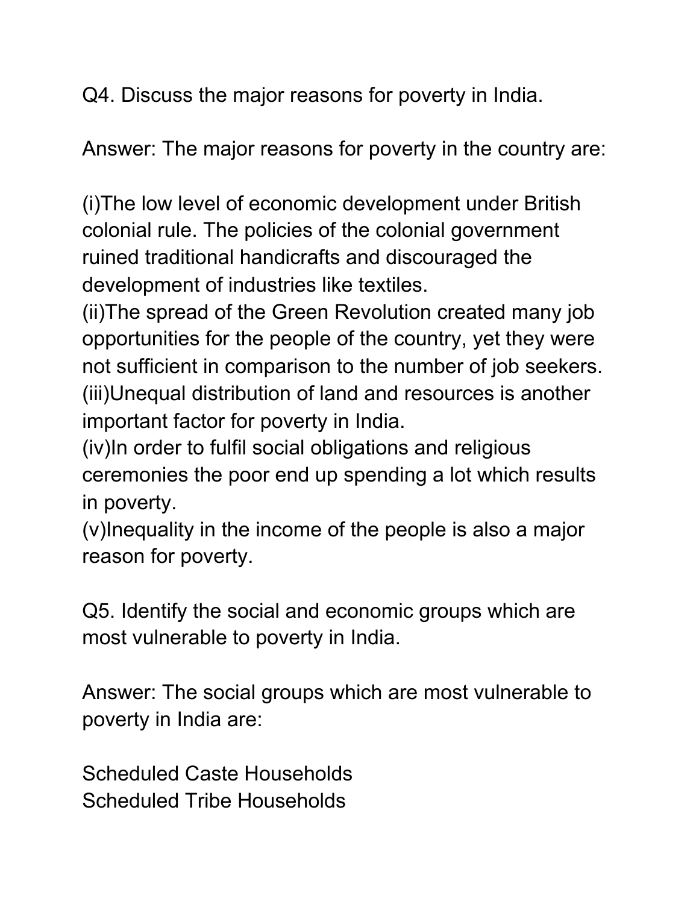Q4. Discuss the major reasons for poverty in India.

Answer: The major reasons for poverty in the country are:

(i)The low level of economic development under British colonial rule. The policies of the colonial government ruined traditional handicrafts and discouraged the development of industries like textiles.
(ii)The spread of the Green Revolution created many job opportunities for the people of the country, yet they were not sufficient in comparison to the number of job seekers.
(iii)Unequal distribution of land and resources is another important factor for poverty in India.
(iv)In order to fulfil social obligations and religious ceremonies the poor end up spending a lot which results in poverty.
(v)Inequality in the income of the people is also a major reason for poverty.

Q5. Identify the social and economic groups which are most vulnerable to poverty in India.

Answer: The social groups which are most vulnerable to poverty in India are:

Scheduled Caste Households
Scheduled Tribe Households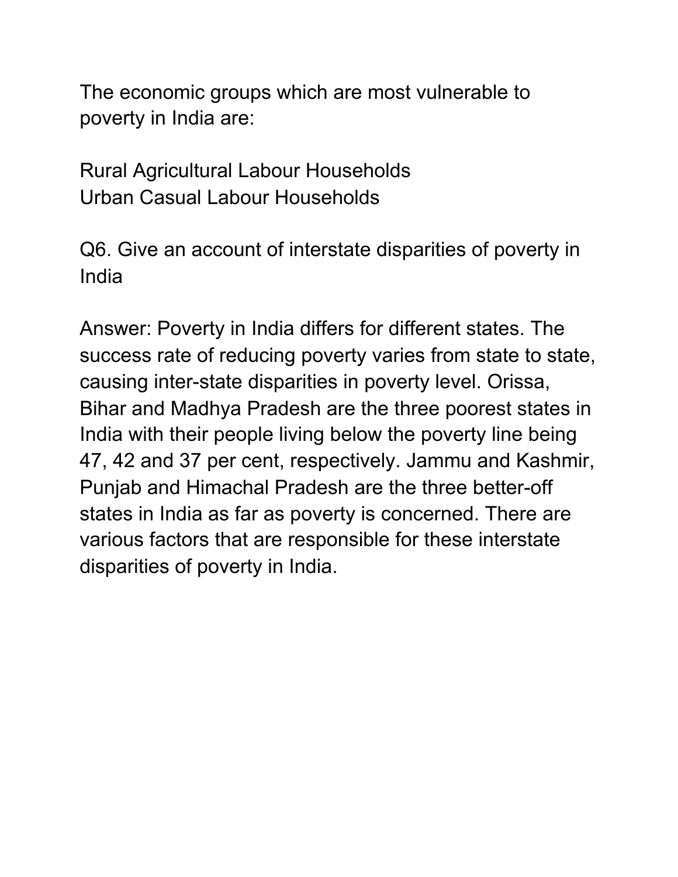The economic groups which are most vulnerable to poverty in India are:

Rural Agricultural Labour Households
Urban Casual Labour Households

Q6. Give an account of interstate disparities of poverty in India

Answer: Poverty in India differs for different states. The success rate of reducing poverty varies from state to state, causing inter-state disparities in poverty level. Orissa, Bihar and Madhya Pradesh are the three poorest states in India with their people living below the poverty line being 47, 42 and 37 per cent, respectively. Jammu and Kashmir, Punjab and Himachal Pradesh are the three better-off states in India as far as poverty is concerned. There are various factors that are responsible for these interstate disparities of poverty in India.